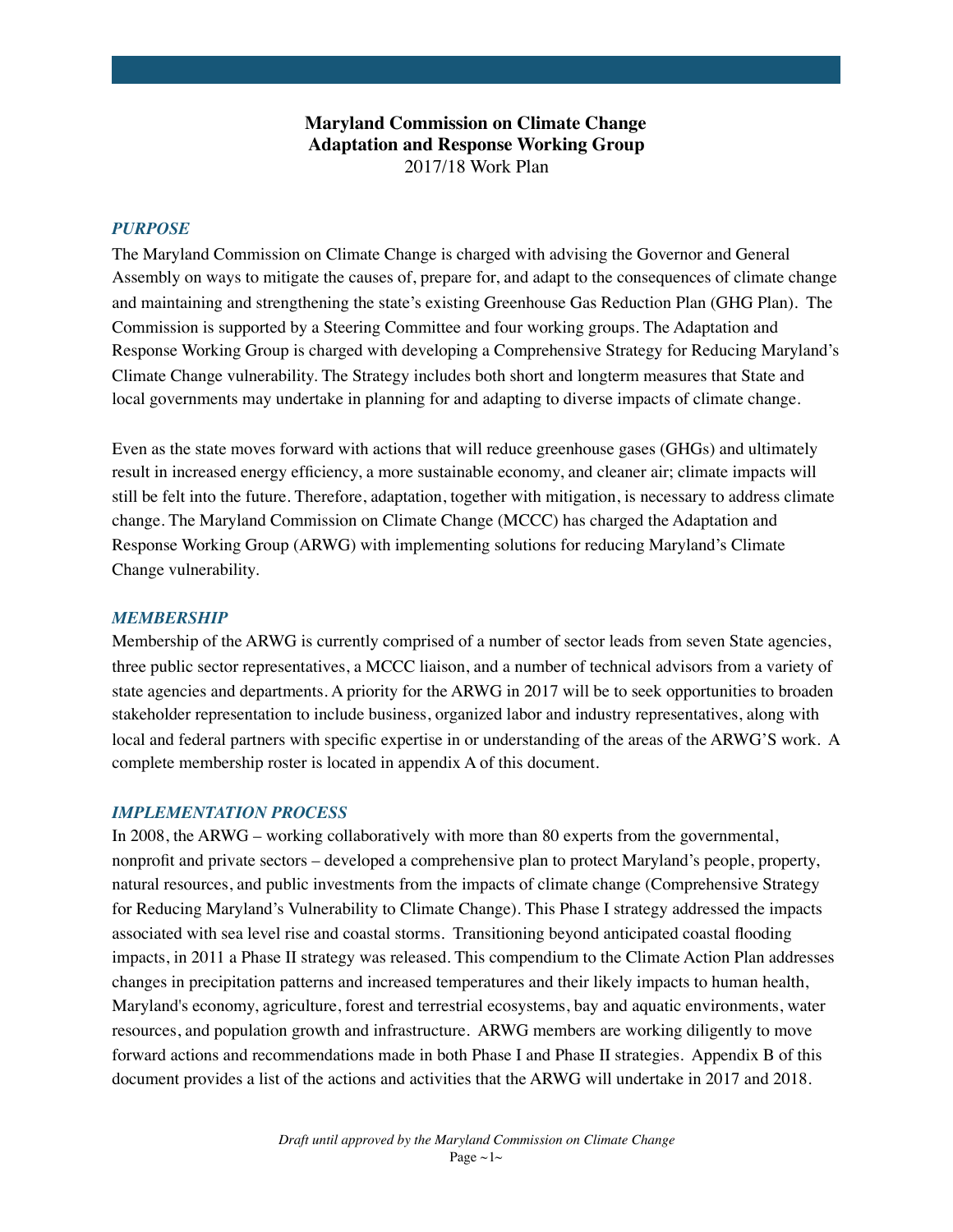**Maryland Commission on Climate Change**
**Adaptation and Response Working Group**
2017/18 Work Plan

## *PURPOSE*

The Maryland Commission on Climate Change is charged with advising the Governor and General Assembly on ways to mitigate the causes of, prepare for, and adapt to the consequences of climate change and maintaining and strengthening the state's existing Greenhouse Gas Reduction Plan (GHG Plan). The Commission is supported by a Steering Committee and four working groups. The Adaptation and Response Working Group is charged with developing a Comprehensive Strategy for Reducing Maryland's Climate Change vulnerability. The Strategy includes both short and longterm measures that State and local governments may undertake in planning for and adapting to diverse impacts of climate change.

Even as the state moves forward with actions that will reduce greenhouse gases (GHGs) and ultimately result in increased energy efficiency, a more sustainable economy, and cleaner air; climate impacts will still be felt into the future. Therefore, adaptation, together with mitigation, is necessary to address climate change. The Maryland Commission on Climate Change (MCCC) has charged the Adaptation and Response Working Group (ARWG) with implementing solutions for reducing Maryland's Climate Change vulnerability.

## *MEMBERSHIP*

Membership of the ARWG is currently comprised of a number of sector leads from seven State agencies, three public sector representatives, a MCCC liaison, and a number of technical advisors from a variety of state agencies and departments. A priority for the ARWG in 2017 will be to seek opportunities to broaden stakeholder representation to include business, organized labor and industry representatives, along with local and federal partners with specific expertise in or understanding of the areas of the ARWG'S work. A complete membership roster is located in appendix A of this document.

## *IMPLEMENTATION PROCESS*

In 2008, the ARWG – working collaboratively with more than 80 experts from the governmental, nonprofit and private sectors – developed a comprehensive plan to protect Maryland's people, property, natural resources, and public investments from the impacts of climate change (Comprehensive Strategy for Reducing Maryland's Vulnerability to Climate Change). This Phase I strategy addressed the impacts associated with sea level rise and coastal storms. Transitioning beyond anticipated coastal flooding impacts, in 2011 a Phase II strategy was released. This compendium to the Climate Action Plan addresses changes in precipitation patterns and increased temperatures and their likely impacts to human health, Maryland's economy, agriculture, forest and terrestrial ecosystems, bay and aquatic environments, water resources, and population growth and infrastructure. ARWG members are working diligently to move forward actions and recommendations made in both Phase I and Phase II strategies. Appendix B of this document provides a list of the actions and activities that the ARWG will undertake in 2017 and 2018.

*Draft until approved by the Maryland Commission on Climate Change*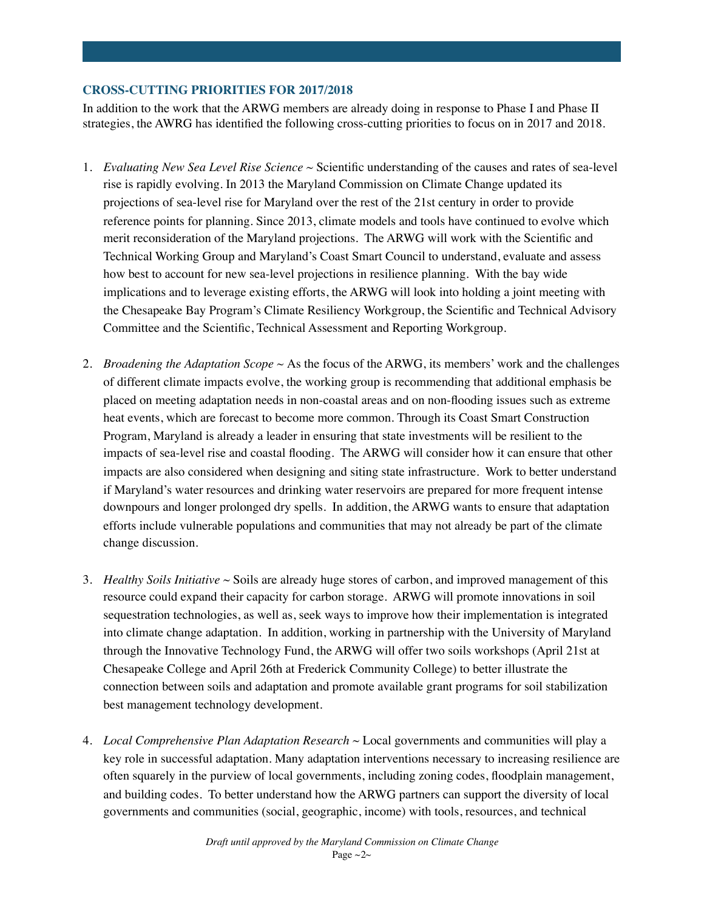## CROSS-CUTTING PRIORITIES FOR 2017/2018

In addition to the work that the ARWG members are already doing in response to Phase I and Phase II strategies, the AWRG has identified the following cross-cutting priorities to focus on in 2017 and 2018.

1. *Evaluating New Sea Level Rise Science* ~ Scientific understanding of the causes and rates of sea-level rise is rapidly evolving. In 2013 the Maryland Commission on Climate Change updated its projections of sea-level rise for Maryland over the rest of the 21st century in order to provide reference points for planning. Since 2013, climate models and tools have continued to evolve which merit reconsideration of the Maryland projections. The ARWG will work with the Scientific and Technical Working Group and Maryland's Coast Smart Council to understand, evaluate and assess how best to account for new sea-level projections in resilience planning. With the bay wide implications and to leverage existing efforts, the ARWG will look into holding a joint meeting with the Chesapeake Bay Program's Climate Resiliency Workgroup, the Scientific and Technical Advisory Committee and the Scientific, Technical Assessment and Reporting Workgroup.

2. *Broadening the Adaptation Scope* ~ As the focus of the ARWG, its members' work and the challenges of different climate impacts evolve, the working group is recommending that additional emphasis be placed on meeting adaptation needs in non-coastal areas and on non-flooding issues such as extreme heat events, which are forecast to become more common. Through its Coast Smart Construction Program, Maryland is already a leader in ensuring that state investments will be resilient to the impacts of sea-level rise and coastal flooding. The ARWG will consider how it can ensure that other impacts are also considered when designing and siting state infrastructure. Work to better understand if Maryland's water resources and drinking water reservoirs are prepared for more frequent intense downpours and longer prolonged dry spells. In addition, the ARWG wants to ensure that adaptation efforts include vulnerable populations and communities that may not already be part of the climate change discussion.

3. *Healthy Soils Initiative* ~ Soils are already huge stores of carbon, and improved management of this resource could expand their capacity for carbon storage. ARWG will promote innovations in soil sequestration technologies, as well as, seek ways to improve how their implementation is integrated into climate change adaptation. In addition, working in partnership with the University of Maryland through the Innovative Technology Fund, the ARWG will offer two soils workshops (April 21st at Chesapeake College and April 26th at Frederick Community College) to better illustrate the connection between soils and adaptation and promote available grant programs for soil stabilization best management technology development.

4. *Local Comprehensive Plan Adaptation Research* ~ Local governments and communities will play a key role in successful adaptation. Many adaptation interventions necessary to increasing resilience are often squarely in the purview of local governments, including zoning codes, floodplain management, and building codes. To better understand how the ARWG partners can support the diversity of local governments and communities (social, geographic, income) with tools, resources, and technical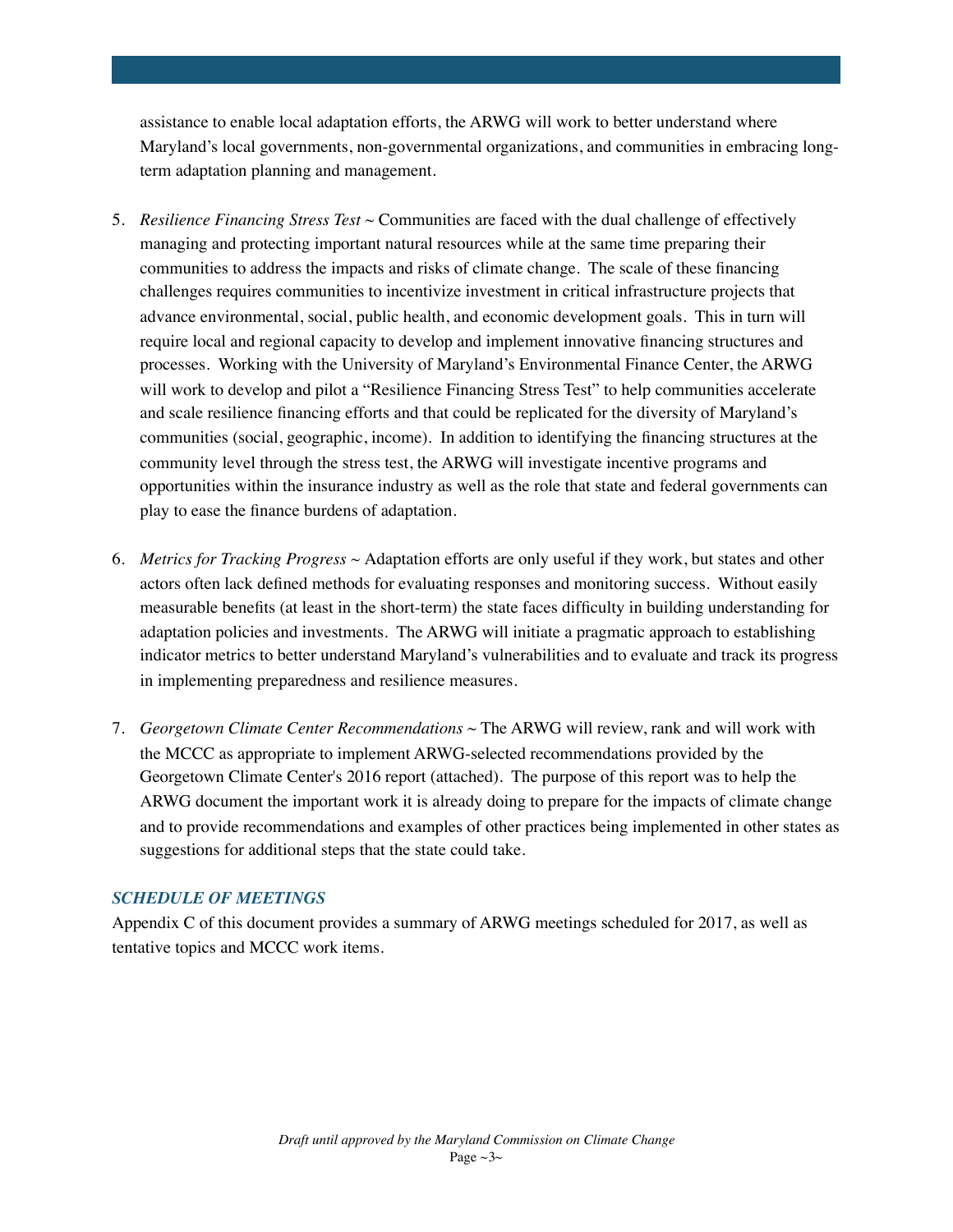assistance to enable local adaptation efforts, the ARWG will work to better understand where Maryland's local governments, non-governmental organizations, and communities in embracing long-term adaptation planning and management.

5. *Resilience Financing Stress Test* ~ Communities are faced with the dual challenge of effectively managing and protecting important natural resources while at the same time preparing their communities to address the impacts and risks of climate change. The scale of these financing challenges requires communities to incentivize investment in critical infrastructure projects that advance environmental, social, public health, and economic development goals. This in turn will require local and regional capacity to develop and implement innovative financing structures and processes. Working with the University of Maryland's Environmental Finance Center, the ARWG will work to develop and pilot a "Resilience Financing Stress Test" to help communities accelerate and scale resilience financing efforts and that could be replicated for the diversity of Maryland's communities (social, geographic, income). In addition to identifying the financing structures at the community level through the stress test, the ARWG will investigate incentive programs and opportunities within the insurance industry as well as the role that state and federal governments can play to ease the finance burdens of adaptation.

6. *Metrics for Tracking Progress* ~ Adaptation efforts are only useful if they work, but states and other actors often lack defined methods for evaluating responses and monitoring success. Without easily measurable benefits (at least in the short-term) the state faces difficulty in building understanding for adaptation policies and investments. The ARWG will initiate a pragmatic approach to establishing indicator metrics to better understand Maryland's vulnerabilities and to evaluate and track its progress in implementing preparedness and resilience measures.

7. *Georgetown Climate Center Recommendations* ~ The ARWG will review, rank and will work with the MCCC as appropriate to implement ARWG-selected recommendations provided by the Georgetown Climate Center's 2016 report (attached). The purpose of this report was to help the ARWG document the important work it is already doing to prepare for the impacts of climate change and to provide recommendations and examples of other practices being implemented in other states as suggestions for additional steps that the state could take.

### *SCHEDULE OF MEETINGS*

Appendix C of this document provides a summary of ARWG meetings scheduled for 2017, as well as tentative topics and MCCC work items.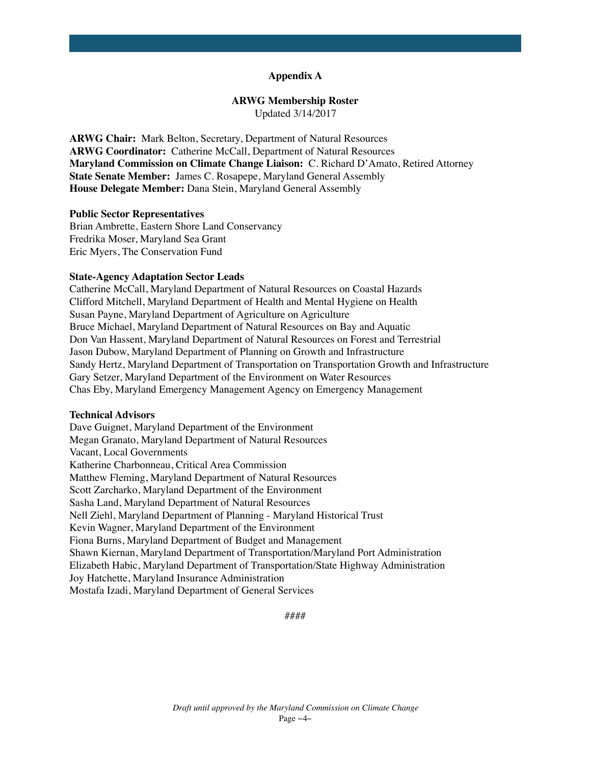## Appendix A

### ARWG Membership Roster

Updated 3/14/2017

**ARWG Chair:** Mark Belton, Secretary, Department of Natural Resources
**ARWG Coordinator:** Catherine McCall, Department of Natural Resources
**Maryland Commission on Climate Change Liaison:** C. Richard D'Amato, Retired Attorney
**State Senate Member:** James C. Rosapepe, Maryland General Assembly
**House Delegate Member:** Dana Stein, Maryland General Assembly

**Public Sector Representatives**

Brian Ambrette, Eastern Shore Land Conservancy
Fredrika Moser, Maryland Sea Grant
Eric Myers, The Conservation Fund

**State-Agency Adaptation Sector Leads**

Catherine McCall, Maryland Department of Natural Resources on Coastal Hazards
Clifford Mitchell, Maryland Department of Health and Mental Hygiene on Health
Susan Payne, Maryland Department of Agriculture on Agriculture
Bruce Michael, Maryland Department of Natural Resources on Bay and Aquatic
Don Van Hassent, Maryland Department of Natural Resources on Forest and Terrestrial
Jason Dubow, Maryland Department of Planning on Growth and Infrastructure
Sandy Hertz, Maryland Department of Transportation on Transportation Growth and Infrastructure
Gary Setzer, Maryland Department of the Environment on Water Resources
Chas Eby, Maryland Emergency Management Agency on Emergency Management

**Technical Advisors**

Dave Guignet, Maryland Department of the Environment
Megan Granato, Maryland Department of Natural Resources
Vacant, Local Governments
Katherine Charbonneau, Critical Area Commission
Matthew Fleming, Maryland Department of Natural Resources
Scott Zarcharko, Maryland Department of the Environment
Sasha Land, Maryland Department of Natural Resources
Nell Ziehl, Maryland Department of Planning - Maryland Historical Trust
Kevin Wagner, Maryland Department of the Environment
Fiona Burns, Maryland Department of Budget and Management
Shawn Kiernan, Maryland Department of Transportation/Maryland Port Administration
Elizabeth Habic, Maryland Department of Transportation/State Highway Administration
Joy Hatchette, Maryland Insurance Administration
Mostafa Izadi, Maryland Department of General Services

####

*Draft until approved by the Maryland Commission on Climate Change*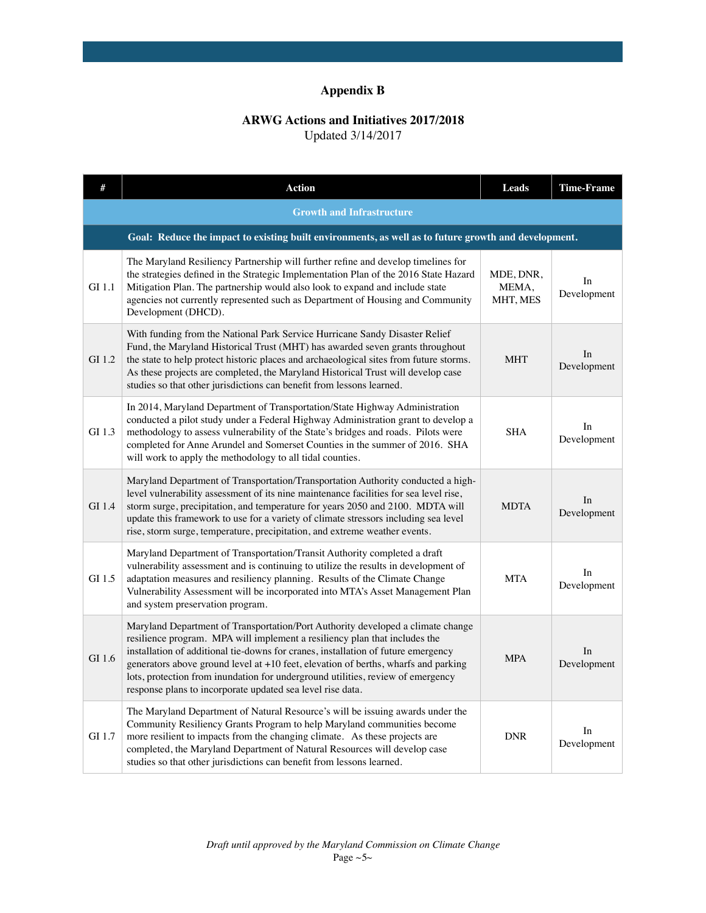# Appendix B

## ARWG Actions and Initiatives 2017/2018

Updated 3/14/2017

| # | Action | Leads | Time-Frame |
|---|---|---|---|
| | **Growth and Infrastructure** | | |
| | **Goal: Reduce the impact to existing built environments, as well as to future growth and development.** | | |
| GI 1.1 | The Maryland Resiliency Partnership will further refine and develop timelines for the strategies defined in the Strategic Implementation Plan of the 2016 State Hazard Mitigation Plan. The partnership would also look to expand and include state agencies not currently represented such as Department of Housing and Community Development (DHCD). | MDE, DNR, MEMA, MHT, MES | In Development |
| GI 1.2 | With funding from the National Park Service Hurricane Sandy Disaster Relief Fund, the Maryland Historical Trust (MHT) has awarded seven grants throughout the state to help protect historic places and archaeological sites from future storms. As these projects are completed, the Maryland Historical Trust will develop case studies so that other jurisdictions can benefit from lessons learned. | MHT | In Development |
| GI 1.3 | In 2014, Maryland Department of Transportation/State Highway Administration conducted a pilot study under a Federal Highway Administration grant to develop a methodology to assess vulnerability of the State's bridges and roads. Pilots were completed for Anne Arundel and Somerset Counties in the summer of 2016. SHA will work to apply the methodology to all tidal counties. | SHA | In Development |
| GI 1.4 | Maryland Department of Transportation/Transportation Authority conducted a high-level vulnerability assessment of its nine maintenance facilities for sea level rise, storm surge, precipitation, and temperature for years 2050 and 2100. MDTA will update this framework to use for a variety of climate stressors including sea level rise, storm surge, temperature, precipitation, and extreme weather events. | MDTA | In Development |
| GI 1.5 | Maryland Department of Transportation/Transit Authority completed a draft vulnerability assessment and is continuing to utilize the results in development of adaptation measures and resiliency planning. Results of the Climate Change Vulnerability Assessment will be incorporated into MTA's Asset Management Plan and system preservation program. | MTA | In Development |
| GI 1.6 | Maryland Department of Transportation/Port Authority developed a climate change resilience program. MPA will implement a resiliency plan that includes the installation of additional tie-downs for cranes, installation of future emergency generators above ground level at +10 feet, elevation of berths, wharfs and parking lots, protection from inundation for underground utilities, review of emergency response plans to incorporate updated sea level rise data. | MPA | In Development |
| GI 1.7 | The Maryland Department of Natural Resource's will be issuing awards under the Community Resiliency Grants Program to help Maryland communities become more resilient to impacts from the changing climate. As these projects are completed, the Maryland Department of Natural Resources will develop case studies so that other jurisdictions can benefit from lessons learned. | DNR | In Development |

*Draft until approved by the Maryland Commission on Climate Change*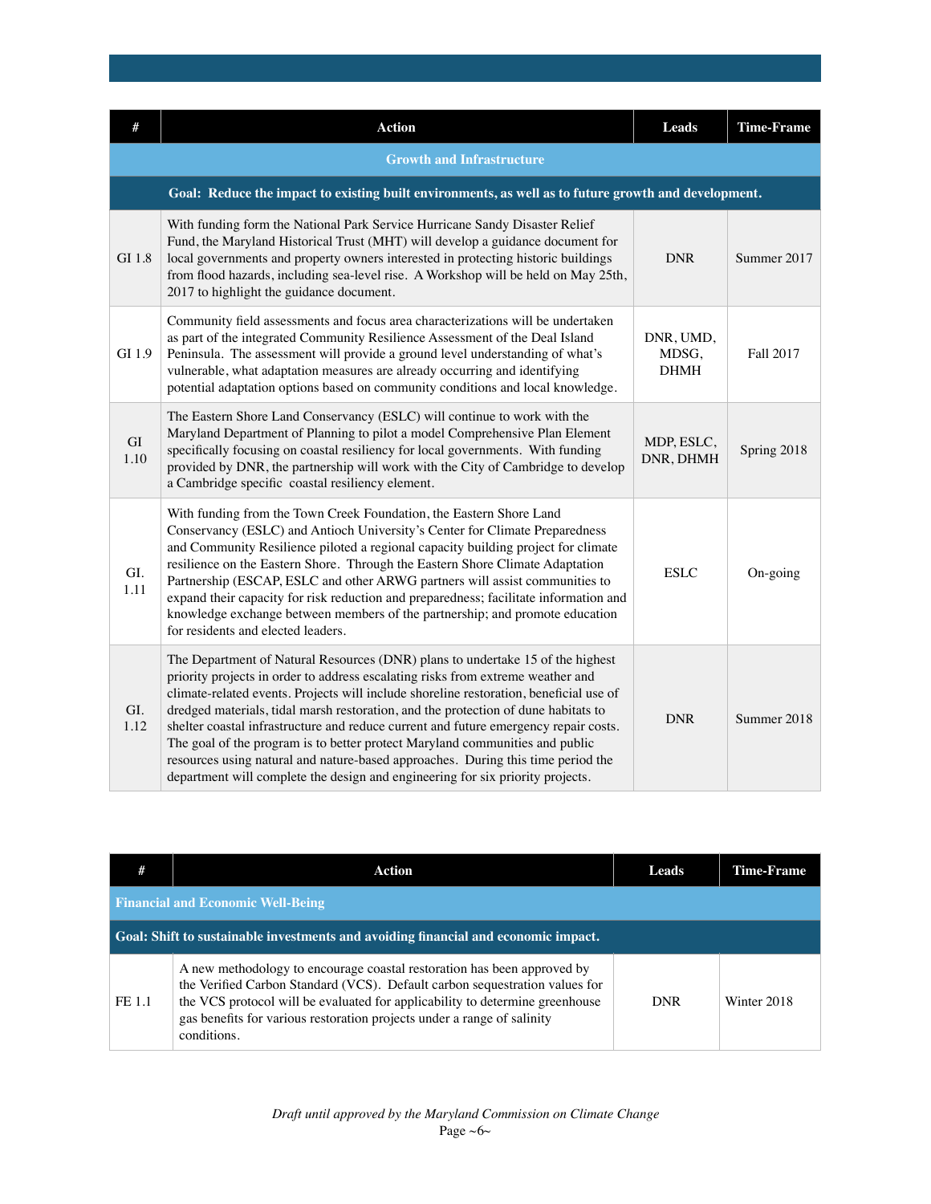| # | Action | Leads | Time-Frame |
|---|---|---|---|
| | **Growth and Infrastructure** | | |
| | **Goal: Reduce the impact to existing built environments, as well as to future growth and development.** | | |
| GI 1.8 | With funding form the National Park Service Hurricane Sandy Disaster Relief Fund, the Maryland Historical Trust (MHT) will develop a guidance document for local governments and property owners interested in protecting historic buildings from flood hazards, including sea-level rise. A Workshop will be held on May 25th, 2017 to highlight the guidance document. | DNR | Summer 2017 |
| GI 1.9 | Community field assessments and focus area characterizations will be undertaken as part of the integrated Community Resilience Assessment of the Deal Island Peninsula. The assessment will provide a ground level understanding of what's vulnerable, what adaptation measures are already occurring and identifying potential adaptation options based on community conditions and local knowledge. | DNR, UMD, MDSG, DHMH | Fall 2017 |
| GI 1.10 | The Eastern Shore Land Conservancy (ESLC) will continue to work with the Maryland Department of Planning to pilot a model Comprehensive Plan Element specifically focusing on coastal resiliency for local governments. With funding provided by DNR, the partnership will work with the City of Cambridge to develop a Cambridge specific coastal resiliency element. | MDP, ESLC, DNR, DHMH | Spring 2018 |
| GI. 1.11 | With funding from the Town Creek Foundation, the Eastern Shore Land Conservancy (ESLC) and Antioch University's Center for Climate Preparedness and Community Resilience piloted a regional capacity building project for climate resilience on the Eastern Shore. Through the Eastern Shore Climate Adaptation Partnership (ESCAP, ESLC and other ARWG partners will assist communities to expand their capacity for risk reduction and preparedness; facilitate information and knowledge exchange between members of the partnership; and promote education for residents and elected leaders. | ESLC | On-going |
| GI. 1.12 | The Department of Natural Resources (DNR) plans to undertake 15 of the highest priority projects in order to address escalating risks from extreme weather and climate-related events. Projects will include shoreline restoration, beneficial use of dredged materials, tidal marsh restoration, and the protection of dune habitats to shelter coastal infrastructure and reduce current and future emergency repair costs. The goal of the program is to better protect Maryland communities and public resources using natural and nature-based approaches. During this time period the department will complete the design and engineering for six priority projects. | DNR | Summer 2018 |

| # | Action | Leads | Time-Frame |
|---|---|---|---|
| **Financial and Economic Well-Being** | | | |
| **Goal: Shift to sustainable investments and avoiding financial and economic impact.** | | | |
| FE 1.1 | A new methodology to encourage coastal restoration has been approved by the Verified Carbon Standard (VCS). Default carbon sequestration values for the VCS protocol will be evaluated for applicability to determine greenhouse gas benefits for various restoration projects under a range of salinity conditions. | DNR | Winter 2018 |

*Draft until approved by the Maryland Commission on Climate Change*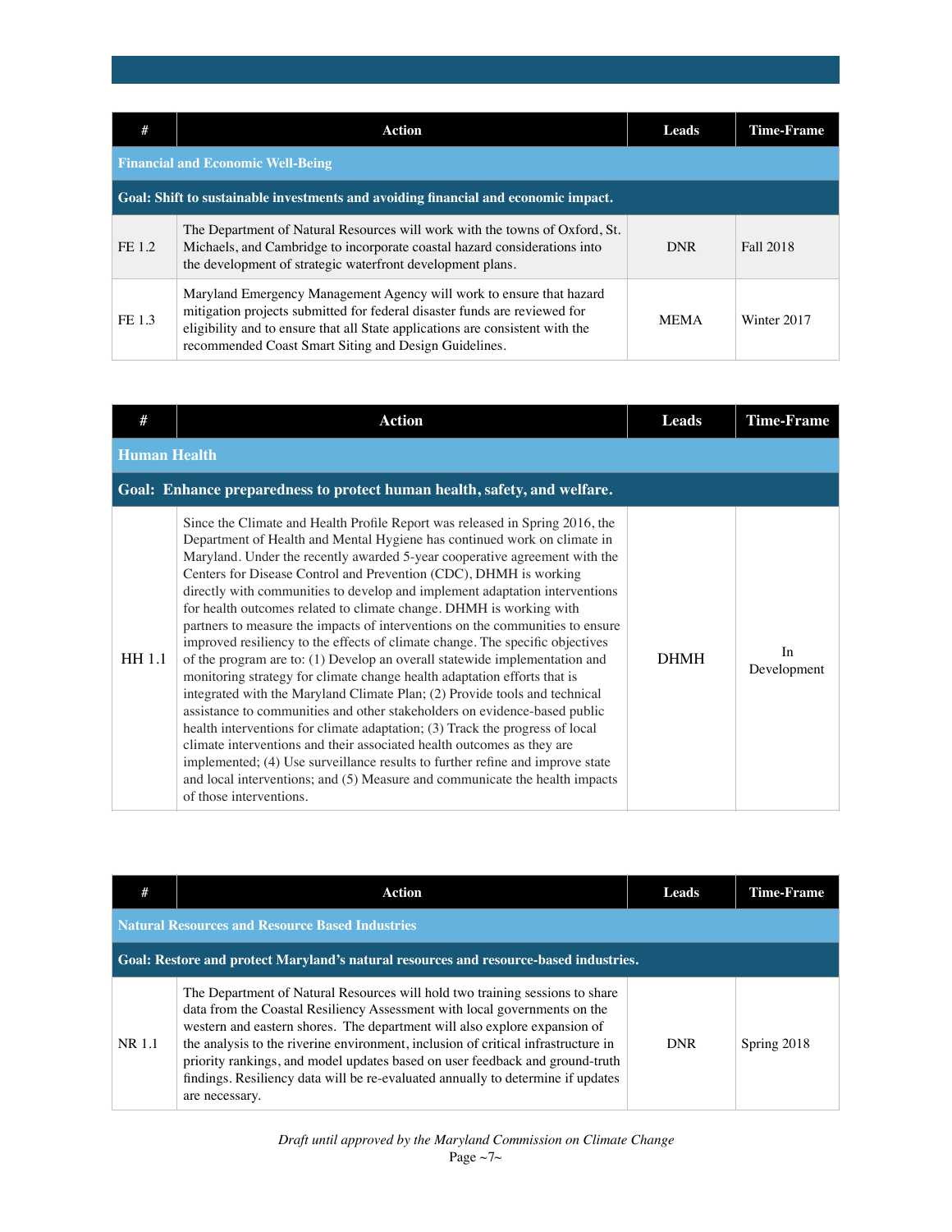| # | Action | Leads | Time-Frame |
|---|---|---|---|
| **Financial and Economic Well-Being** | | | |
| **Goal: Shift to sustainable investments and avoiding financial and economic impact.** | | | |
| FE 1.2 | The Department of Natural Resources will work with the towns of Oxford, St. Michaels, and Cambridge to incorporate coastal hazard considerations into the development of strategic waterfront development plans. | DNR | Fall 2018 |
| FE 1.3 | Maryland Emergency Management Agency will work to ensure that hazard mitigation projects submitted for federal disaster funds are reviewed for eligibility and to ensure that all State applications are consistent with the recommended Coast Smart Siting and Design Guidelines. | MEMA | Winter 2017 |

| # | Action | Leads | Time-Frame |
|---|---|---|---|
| **Human Health** | | | |
| **Goal: Enhance preparedness to protect human health, safety, and welfare.** | | | |
| HH 1.1 | Since the Climate and Health Profile Report was released in Spring 2016, the Department of Health and Mental Hygiene has continued work on climate in Maryland. Under the recently awarded 5-year cooperative agreement with the Centers for Disease Control and Prevention (CDC), DHMH is working directly with communities to develop and implement adaptation interventions for health outcomes related to climate change. DHMH is working with partners to measure the impacts of interventions on the communities to ensure improved resiliency to the effects of climate change. The specific objectives of the program are to: (1) Develop an overall statewide implementation and monitoring strategy for climate change health adaptation efforts that is integrated with the Maryland Climate Plan; (2) Provide tools and technical assistance to communities and other stakeholders on evidence-based public health interventions for climate adaptation; (3) Track the progress of local climate interventions and their associated health outcomes as they are implemented; (4) Use surveillance results to further refine and improve state and local interventions; and (5) Measure and communicate the health impacts of those interventions. | DHMH | In Development |

| # | Action | Leads | Time-Frame |
|---|---|---|---|
| **Natural Resources and Resource Based Industries** | | | |
| **Goal: Restore and protect Maryland's natural resources and resource-based industries.** | | | |
| NR 1.1 | The Department of Natural Resources will hold two training sessions to share data from the Coastal Resiliency Assessment with local governments on the western and eastern shores. The department will also explore expansion of the analysis to the riverine environment, inclusion of critical infrastructure in priority rankings, and model updates based on user feedback and ground-truth findings. Resiliency data will be re-evaluated annually to determine if updates are necessary. | DNR | Spring 2018 |

*Draft until approved by the Maryland Commission on Climate Change*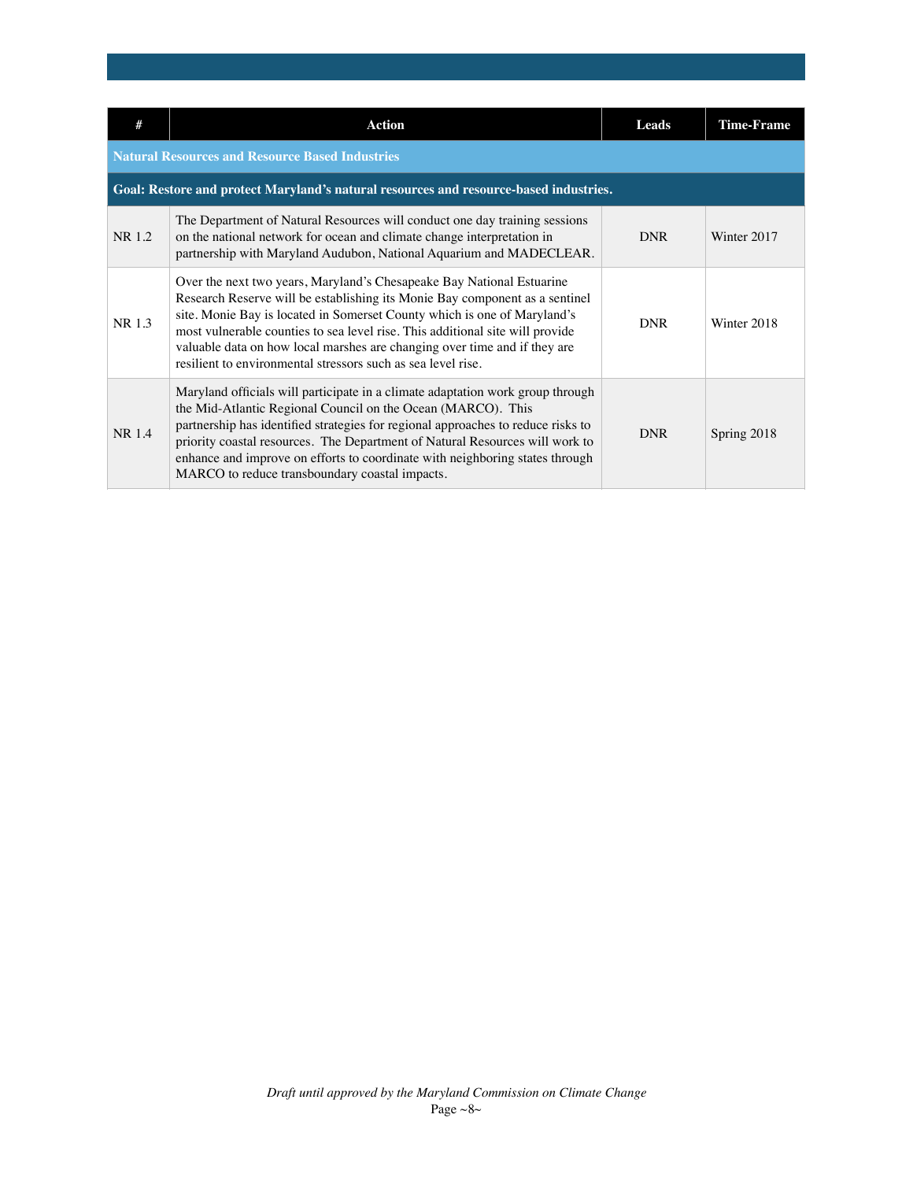| # | Action | Leads | Time-Frame |
|---|---|---|---|
| **Natural Resources and Resource Based Industries** | | | |
| **Goal: Restore and protect Maryland's natural resources and resource-based industries.** | | | |
| NR 1.2 | The Department of Natural Resources will conduct one day training sessions on the national network for ocean and climate change interpretation in partnership with Maryland Audubon, National Aquarium and MADECLEAR. | DNR | Winter 2017 |
| NR 1.3 | Over the next two years, Maryland's Chesapeake Bay National Estuarine Research Reserve will be establishing its Monie Bay component as a sentinel site. Monie Bay is located in Somerset County which is one of Maryland's most vulnerable counties to sea level rise. This additional site will provide valuable data on how local marshes are changing over time and if they are resilient to environmental stressors such as sea level rise. | DNR | Winter 2018 |
| NR 1.4 | Maryland officials will participate in a climate adaptation work group through the Mid-Atlantic Regional Council on the Ocean (MARCO). This partnership has identified strategies for regional approaches to reduce risks to priority coastal resources. The Department of Natural Resources will work to enhance and improve on efforts to coordinate with neighboring states through MARCO to reduce transboundary coastal impacts. | DNR | Spring 2018 |

*Draft until approved by the Maryland Commission on Climate Change*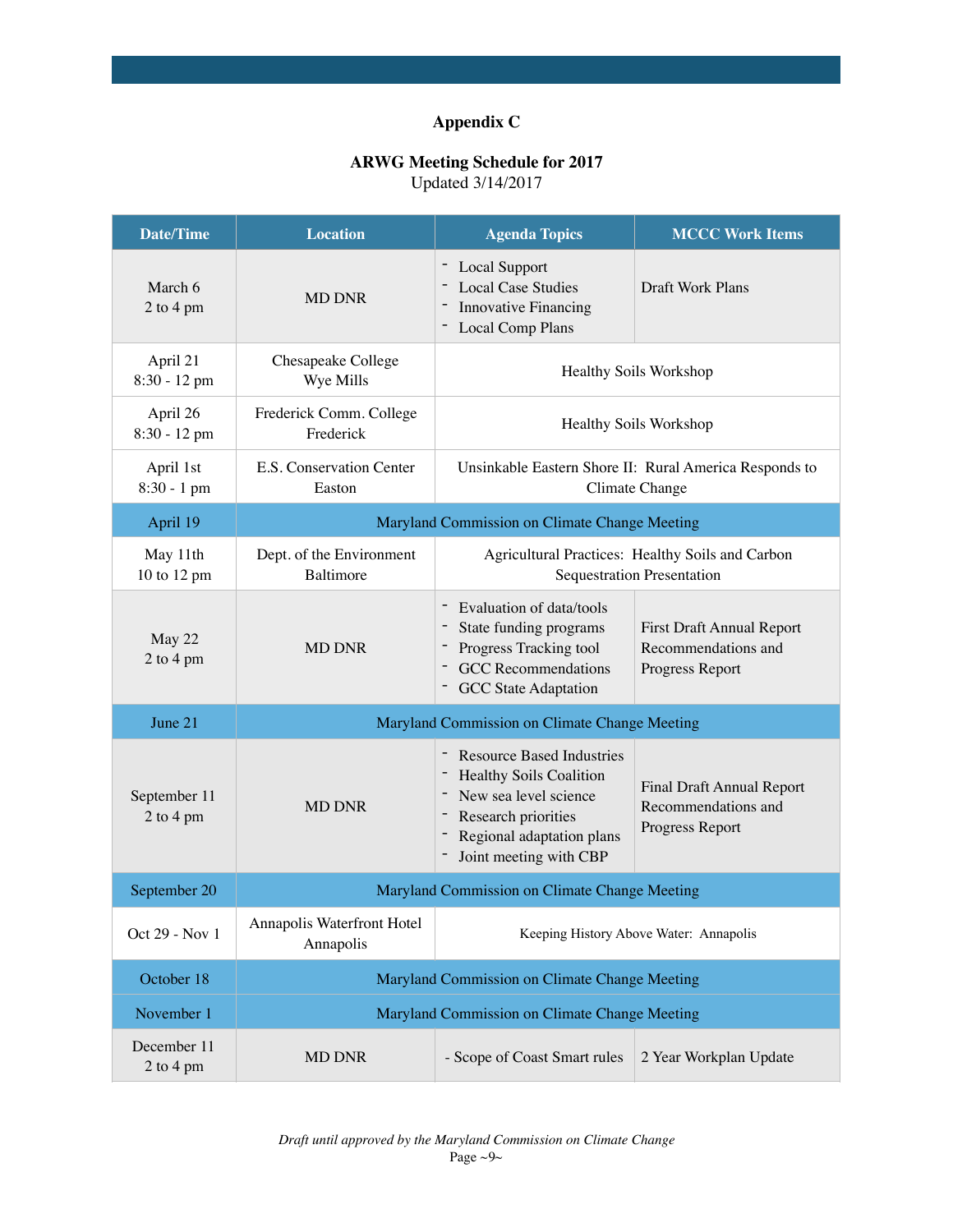# Appendix C

## ARWG Meeting Schedule for 2017

Updated 3/14/2017

| Date/Time | Location | Agenda Topics | MCCC Work Items |
| --- | --- | --- | --- |
| March 6<br>2 to 4 pm | MD DNR | - Local Support<br>- Local Case Studies<br>- Innovative Financing<br>- Local Comp Plans | Draft Work Plans |
| April 21<br>8:30 - 12 pm | Chesapeake College<br>Wye Mills | Healthy Soils Workshop | |
| April 26<br>8:30 - 12 pm | Frederick Comm. College<br>Frederick | Healthy Soils Workshop | |
| April 1st<br>8:30 - 1 pm | E.S. Conservation Center<br>Easton | Unsinkable Eastern Shore II: Rural America Responds to Climate Change | |
| April 19 | Maryland Commission on Climate Change Meeting | | |
| May 11th<br>10 to 12 pm | Dept. of the Environment<br>Baltimore | Agricultural Practices: Healthy Soils and Carbon Sequestration Presentation | |
| May 22<br>2 to 4 pm | MD DNR | - Evaluation of data/tools<br>- State funding programs<br>- Progress Tracking tool<br>- GCC Recommendations<br>- GCC State Adaptation | First Draft Annual Report Recommendations and Progress Report |
| June 21 | Maryland Commission on Climate Change Meeting | | |
| September 11<br>2 to 4 pm | MD DNR | - Resource Based Industries<br>- Healthy Soils Coalition<br>- New sea level science<br>- Research priorities<br>- Regional adaptation plans<br>- Joint meeting with CBP | Final Draft Annual Report Recommendations and Progress Report |
| September 20 | Maryland Commission on Climate Change Meeting | | |
| Oct 29 - Nov 1 | Annapolis Waterfront Hotel<br>Annapolis | Keeping History Above Water: Annapolis | |
| October 18 | Maryland Commission on Climate Change Meeting | | |
| November 1 | Maryland Commission on Climate Change Meeting | | |
| December 11<br>2 to 4 pm | MD DNR | - Scope of Coast Smart rules | 2 Year Workplan Update |

*Draft until approved by the Maryland Commission on Climate Change*